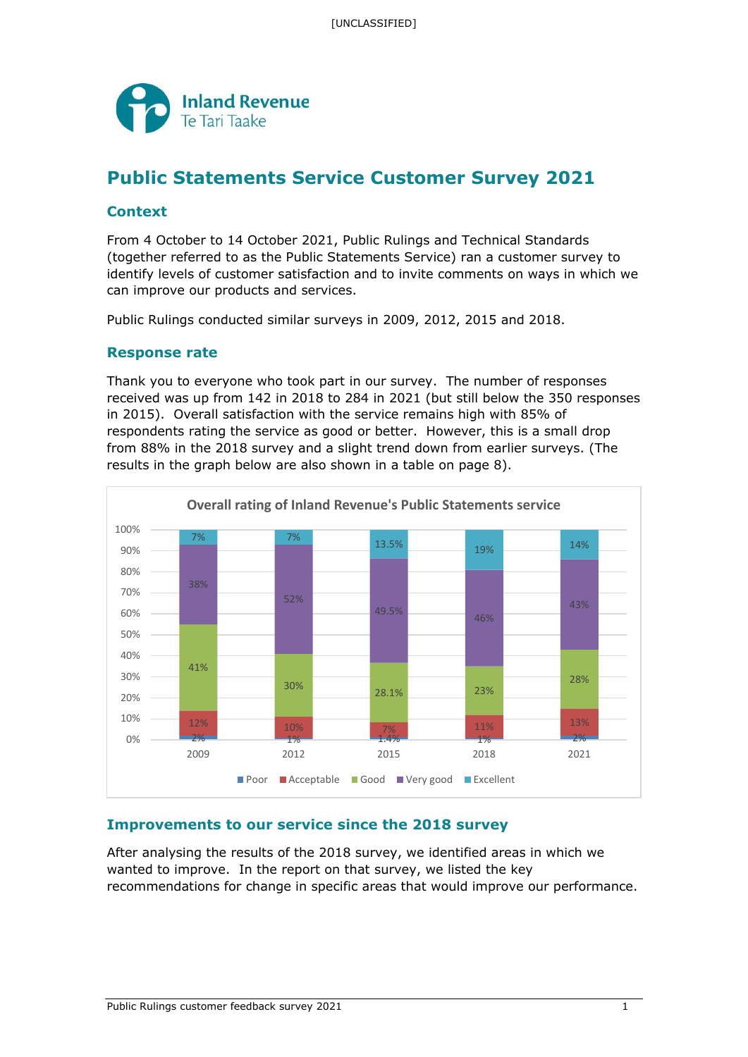# Public Statements Service Customer Survey 2021

## Context

From 4 October to 14 October 2021, Public Rulings and Technical Standards (together referred to as the Public Statements Service) ran a customer survey to identify levels of customer satisfaction and to invite comments on ways in which we can improve our products and services.

Public Rulings conducted similar surveys in 2009, 2012, 2015 and 2018.

## Response rate

Thank you to everyone who took part in our survey. The number of responses received was up from 142 in 2018 to 284 in 2021 (but still below the 350 responses in 2015). Overall satisfaction with the service remains high with 85% of respondents rating the service as good or better. However, this is a small drop from 88% in the 2018 survey and a slight trend down from earlier surveys. (The results in the graph below are also shown in a table on page 8).

**Overall rating of Inland Revenue's Public Statements service**

| | 2009 | 2012 | 2015 | 2018 | 2021 |
|---|---|---|---|---|---|
| Poor | 2% | 1% | 1.4% | 1% | 2% |
| Acceptable | 12% | 10% | 7% | 11% | 13% |
| Good | 41% | 30% | 28.1% | 23% | 28% |
| Very good | 38% | 52% | 49.5% | 46% | 43% |
| Excellent | 7% | 7% | 13.5% | 19% | 14% |

## Improvements to our service since the 2018 survey

After analysing the results of the 2018 survey, we identified areas in which we wanted to improve. In the report on that survey, we listed the key recommendations for change in specific areas that would improve our performance.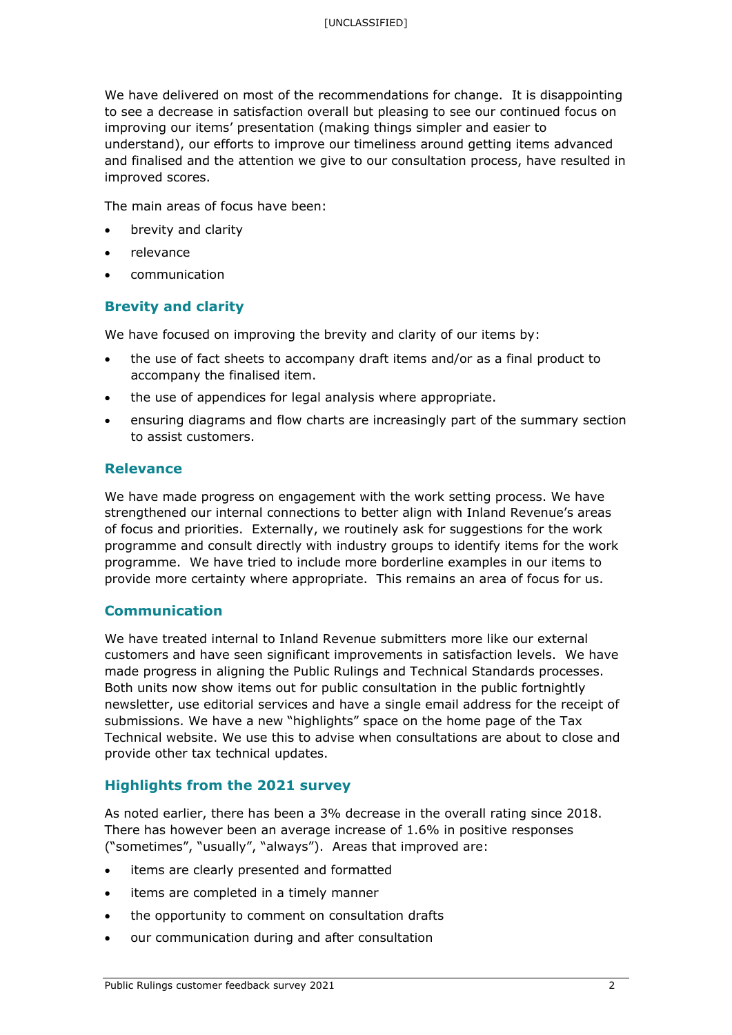We have delivered on most of the recommendations for change. It is disappointing to see a decrease in satisfaction overall but pleasing to see our continued focus on improving our items' presentation (making things simpler and easier to understand), our efforts to improve our timeliness around getting items advanced and finalised and the attention we give to our consultation process, have resulted in improved scores.

The main areas of focus have been:

- brevity and clarity
- relevance
- communication

## Brevity and clarity

We have focused on improving the brevity and clarity of our items by:

- the use of fact sheets to accompany draft items and/or as a final product to accompany the finalised item.
- the use of appendices for legal analysis where appropriate.
- ensuring diagrams and flow charts are increasingly part of the summary section to assist customers.

## Relevance

We have made progress on engagement with the work setting process. We have strengthened our internal connections to better align with Inland Revenue's areas of focus and priorities. Externally, we routinely ask for suggestions for the work programme and consult directly with industry groups to identify items for the work programme. We have tried to include more borderline examples in our items to provide more certainty where appropriate. This remains an area of focus for us.

## Communication

We have treated internal to Inland Revenue submitters more like our external customers and have seen significant improvements in satisfaction levels. We have made progress in aligning the Public Rulings and Technical Standards processes. Both units now show items out for public consultation in the public fortnightly newsletter, use editorial services and have a single email address for the receipt of submissions. We have a new "highlights" space on the home page of the Tax Technical website. We use this to advise when consultations are about to close and provide other tax technical updates.

## Highlights from the 2021 survey

As noted earlier, there has been a 3% decrease in the overall rating since 2018. There has however been an average increase of 1.6% in positive responses ("sometimes", "usually", "always"). Areas that improved are:

- items are clearly presented and formatted
- items are completed in a timely manner
- the opportunity to comment on consultation drafts
- our communication during and after consultation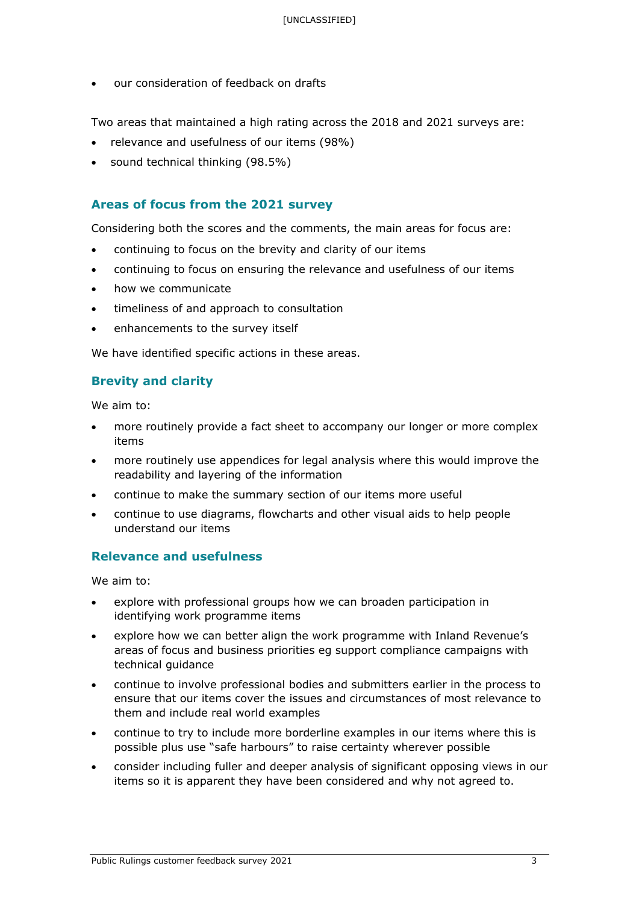- our consideration of feedback on drafts

Two areas that maintained a high rating across the 2018 and 2021 surveys are:

- relevance and usefulness of our items (98%)
- sound technical thinking (98.5%)

## Areas of focus from the 2021 survey

Considering both the scores and the comments, the main areas for focus are:

- continuing to focus on the brevity and clarity of our items
- continuing to focus on ensuring the relevance and usefulness of our items
- how we communicate
- timeliness of and approach to consultation
- enhancements to the survey itself

We have identified specific actions in these areas.

### Brevity and clarity

We aim to:

- more routinely provide a fact sheet to accompany our longer or more complex items
- more routinely use appendices for legal analysis where this would improve the readability and layering of the information
- continue to make the summary section of our items more useful
- continue to use diagrams, flowcharts and other visual aids to help people understand our items

### Relevance and usefulness

We aim to:

- explore with professional groups how we can broaden participation in identifying work programme items
- explore how we can better align the work programme with Inland Revenue's areas of focus and business priorities eg support compliance campaigns with technical guidance
- continue to involve professional bodies and submitters earlier in the process to ensure that our items cover the issues and circumstances of most relevance to them and include real world examples
- continue to try to include more borderline examples in our items where this is possible plus use "safe harbours" to raise certainty wherever possible
- consider including fuller and deeper analysis of significant opposing views in our items so it is apparent they have been considered and why not agreed to.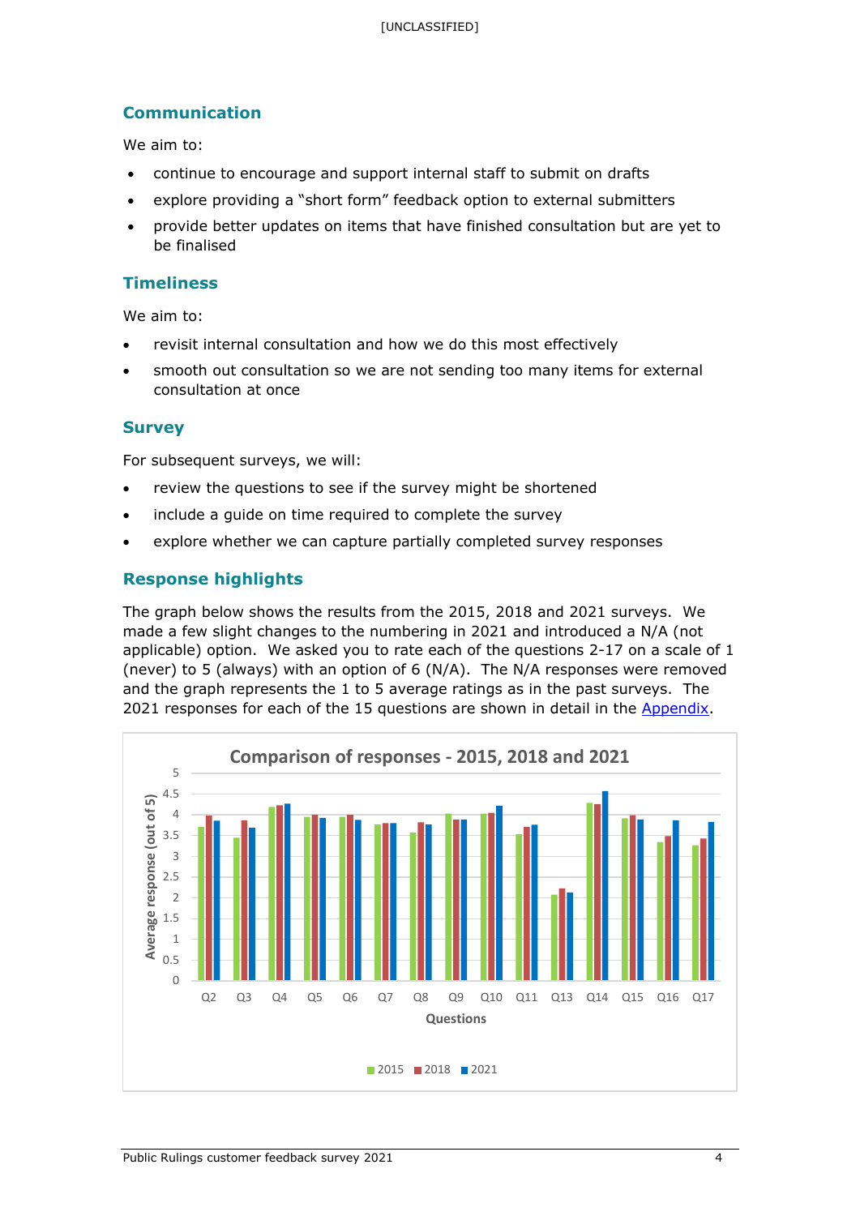## Communication

We aim to:

- continue to encourage and support internal staff to submit on drafts
- explore providing a "short form" feedback option to external submitters
- provide better updates on items that have finished consultation but are yet to be finalised

## Timeliness

We aim to:

- revisit internal consultation and how we do this most effectively
- smooth out consultation so we are not sending too many items for external consultation at once

## Survey

For subsequent surveys, we will:

- review the questions to see if the survey might be shortened
- include a guide on time required to complete the survey
- explore whether we can capture partially completed survey responses

## Response highlights

The graph below shows the results from the 2015, 2018 and 2021 surveys. We made a few slight changes to the numbering in 2021 and introduced a N/A (not applicable) option. We asked you to rate each of the questions 2-17 on a scale of 1 (never) to 5 (always) with an option of 6 (N/A). The N/A responses were removed and the graph represents the 1 to 5 average ratings as in the past surveys. The 2021 responses for each of the 15 questions are shown in detail in the Appendix.

Comparison of responses - 2015, 2018 and 2021

Average response (out of 5)

Questions: Q2, Q3, Q4, Q5, Q6, Q7, Q8, Q9, Q10, Q11, Q13, Q14, Q15, Q16, Q17

2015 | 2018 | 2021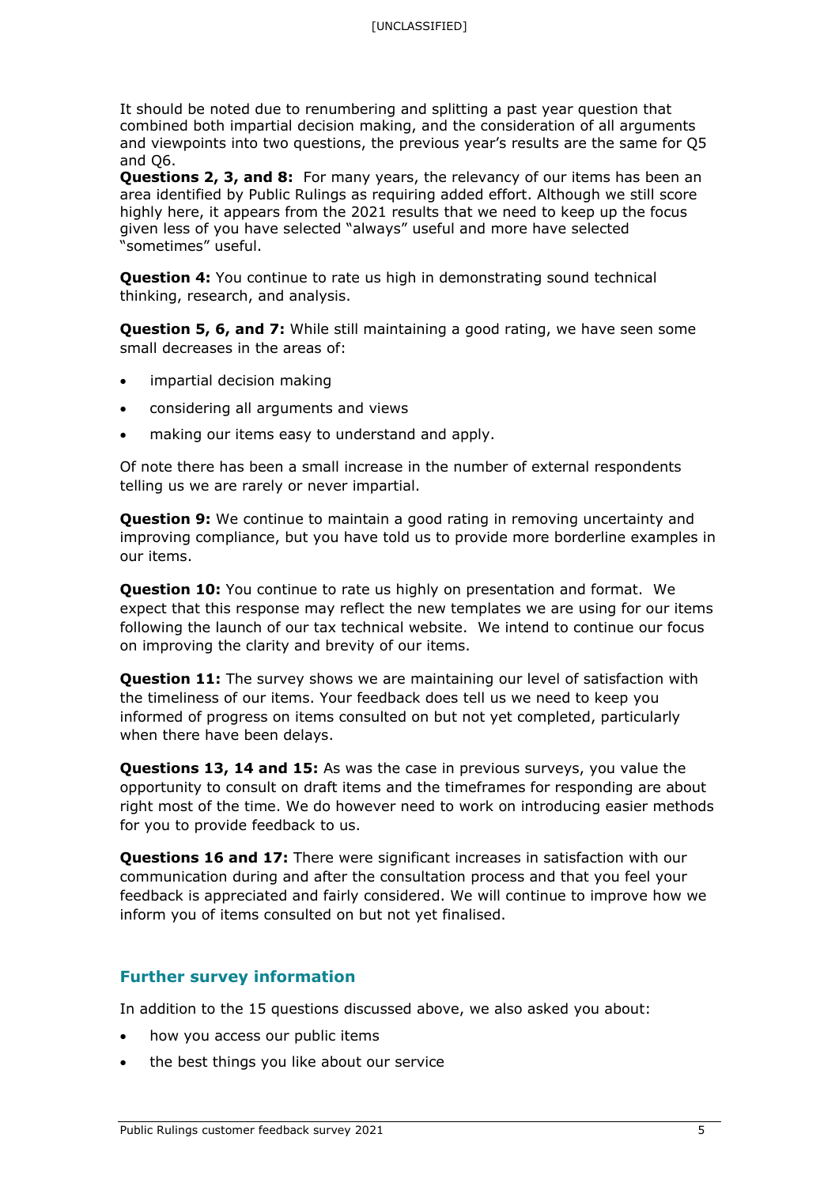It should be noted due to renumbering and splitting a past year question that combined both impartial decision making, and the consideration of all arguments and viewpoints into two questions, the previous year's results are the same for Q5 and Q6.

**Questions 2, 3, and 8:** For many years, the relevancy of our items has been an area identified by Public Rulings as requiring added effort. Although we still score highly here, it appears from the 2021 results that we need to keep up the focus given less of you have selected "always" useful and more have selected "sometimes" useful.

**Question 4:** You continue to rate us high in demonstrating sound technical thinking, research, and analysis.

**Question 5, 6, and 7:** While still maintaining a good rating, we have seen some small decreases in the areas of:

- impartial decision making
- considering all arguments and views
- making our items easy to understand and apply.

Of note there has been a small increase in the number of external respondents telling us we are rarely or never impartial.

**Question 9:** We continue to maintain a good rating in removing uncertainty and improving compliance, but you have told us to provide more borderline examples in our items.

**Question 10:** You continue to rate us highly on presentation and format. We expect that this response may reflect the new templates we are using for our items following the launch of our tax technical website. We intend to continue our focus on improving the clarity and brevity of our items.

**Question 11:** The survey shows we are maintaining our level of satisfaction with the timeliness of our items. Your feedback does tell us we need to keep you informed of progress on items consulted on but not yet completed, particularly when there have been delays.

**Questions 13, 14 and 15:** As was the case in previous surveys, you value the opportunity to consult on draft items and the timeframes for responding are about right most of the time. We do however need to work on introducing easier methods for you to provide feedback to us.

**Questions 16 and 17:** There were significant increases in satisfaction with our communication during and after the consultation process and that you feel your feedback is appreciated and fairly considered. We will continue to improve how we inform you of items consulted on but not yet finalised.

## Further survey information

In addition to the 15 questions discussed above, we also asked you about:

- how you access our public items
- the best things you like about our service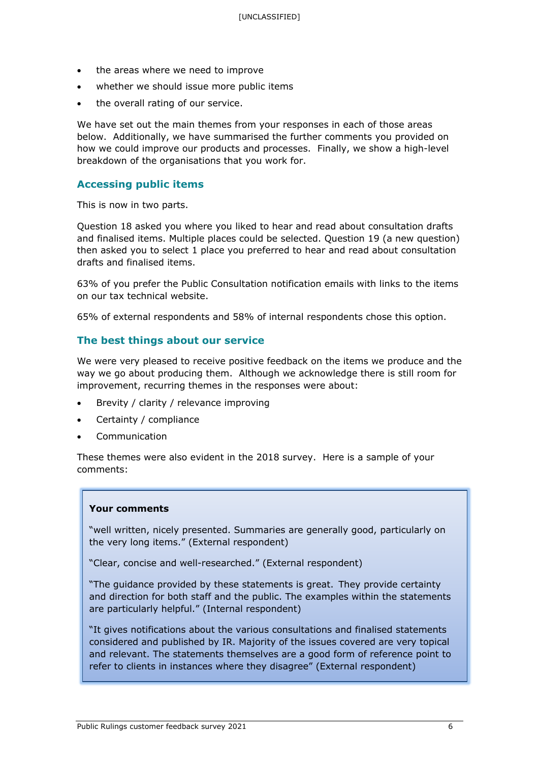- the areas where we need to improve
- whether we should issue more public items
- the overall rating of our service.

We have set out the main themes from your responses in each of those areas below. Additionally, we have summarised the further comments you provided on how we could improve our products and processes. Finally, we show a high-level breakdown of the organisations that you work for.

## Accessing public items

This is now in two parts.

Question 18 asked you where you liked to hear and read about consultation drafts and finalised items. Multiple places could be selected. Question 19 (a new question) then asked you to select 1 place you preferred to hear and read about consultation drafts and finalised items.

63% of you prefer the Public Consultation notification emails with links to the items on our tax technical website.

65% of external respondents and 58% of internal respondents chose this option.

## The best things about our service

We were very pleased to receive positive feedback on the items we produce and the way we go about producing them. Although we acknowledge there is still room for improvement, recurring themes in the responses were about:

- Brevity / clarity / relevance improving
- Certainty / compliance
- Communication

These themes were also evident in the 2018 survey. Here is a sample of your comments:

**Your comments**

"well written, nicely presented. Summaries are generally good, particularly on the very long items." (External respondent)

"Clear, concise and well-researched." (External respondent)

"The guidance provided by these statements is great. They provide certainty and direction for both staff and the public. The examples within the statements are particularly helpful." (Internal respondent)

"It gives notifications about the various consultations and finalised statements considered and published by IR. Majority of the issues covered are very topical and relevant. The statements themselves are a good form of reference point to refer to clients in instances where they disagree" (External respondent)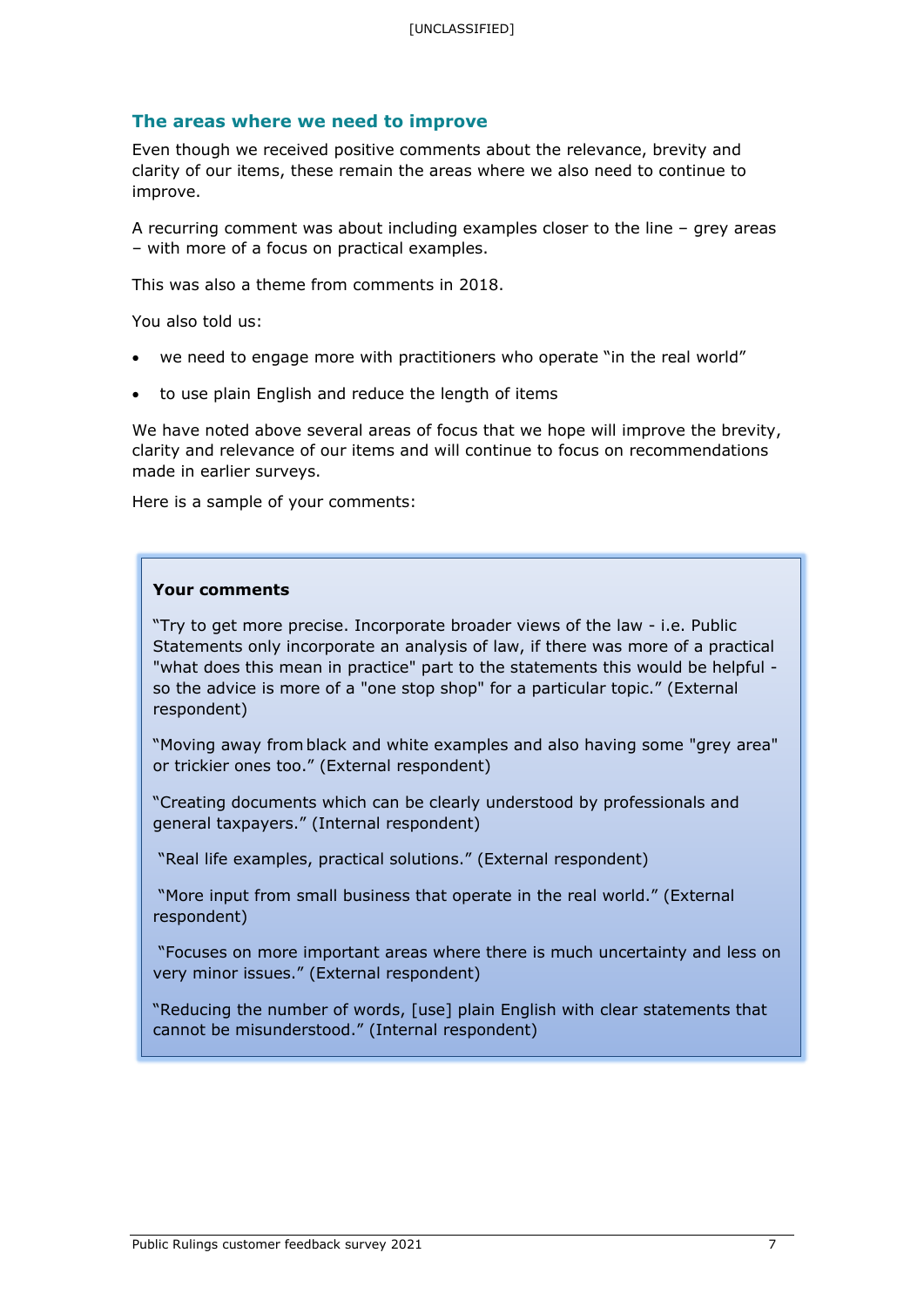## The areas where we need to improve

Even though we received positive comments about the relevance, brevity and clarity of our items, these remain the areas where we also need to continue to improve.

A recurring comment was about including examples closer to the line – grey areas – with more of a focus on practical examples.

This was also a theme from comments in 2018.

You also told us:

- we need to engage more with practitioners who operate "in the real world"
- to use plain English and reduce the length of items

We have noted above several areas of focus that we hope will improve the brevity, clarity and relevance of our items and will continue to focus on recommendations made in earlier surveys.

Here is a sample of your comments:

> **Your comments**
>
> "Try to get more precise. Incorporate broader views of the law - i.e. Public Statements only incorporate an analysis of law, if there was more of a practical "what does this mean in practice" part to the statements this would be helpful - so the advice is more of a "one stop shop" for a particular topic." (External respondent)
>
> "Moving away from black and white examples and also having some "grey area" or trickier ones too." (External respondent)
>
> "Creating documents which can be clearly understood by professionals and general taxpayers." (Internal respondent)
>
> "Real life examples, practical solutions." (External respondent)
>
> "More input from small business that operate in the real world." (External respondent)
>
> "Focuses on more important areas where there is much uncertainty and less on very minor issues." (External respondent)
>
> "Reducing the number of words, [use] plain English with clear statements that cannot be misunderstood." (Internal respondent)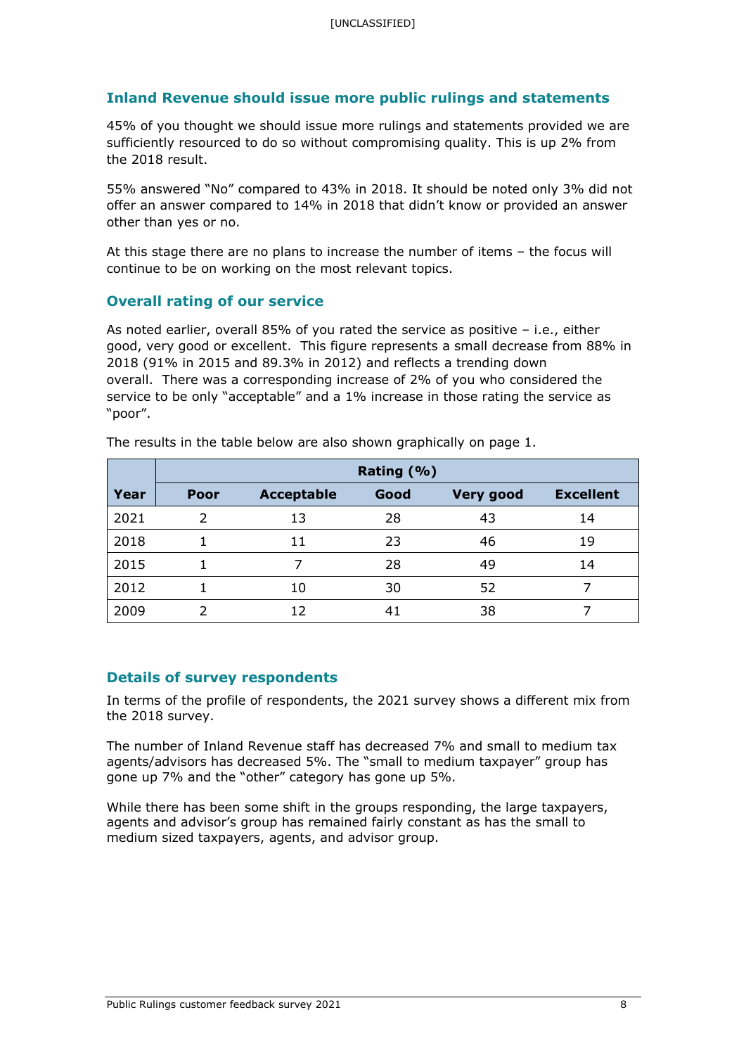## Inland Revenue should issue more public rulings and statements

45% of you thought we should issue more rulings and statements provided we are sufficiently resourced to do so without compromising quality. This is up 2% from the 2018 result.

55% answered "No" compared to 43% in 2018. It should be noted only 3% did not offer an answer compared to 14% in 2018 that didn't know or provided an answer other than yes or no.

At this stage there are no plans to increase the number of items – the focus will continue to be on working on the most relevant topics.

## Overall rating of our service

As noted earlier, overall 85% of you rated the service as positive – i.e., either good, very good or excellent. This figure represents a small decrease from 88% in 2018 (91% in 2015 and 89.3% in 2012) and reflects a trending down overall. There was a corresponding increase of 2% of you who considered the service to be only "acceptable" and a 1% increase in those rating the service as "poor".

The results in the table below are also shown graphically on page 1.

| | Rating (%) | | | | |
|---|---|---|---|---|---|
| **Year** | **Poor** | **Acceptable** | **Good** | **Very good** | **Excellent** |
| 2021 | 2 | 13 | 28 | 43 | 14 |
| 2018 | 1 | 11 | 23 | 46 | 19 |
| 2015 | 1 | 7 | 28 | 49 | 14 |
| 2012 | 1 | 10 | 30 | 52 | 7 |
| 2009 | 2 | 12 | 41 | 38 | 7 |

## Details of survey respondents

In terms of the profile of respondents, the 2021 survey shows a different mix from the 2018 survey.

The number of Inland Revenue staff has decreased 7% and small to medium tax agents/advisors has decreased 5%. The "small to medium taxpayer" group has gone up 7% and the "other" category has gone up 5%.

While there has been some shift in the groups responding, the large taxpayers, agents and advisor's group has remained fairly constant as has the small to medium sized taxpayers, agents, and advisor group.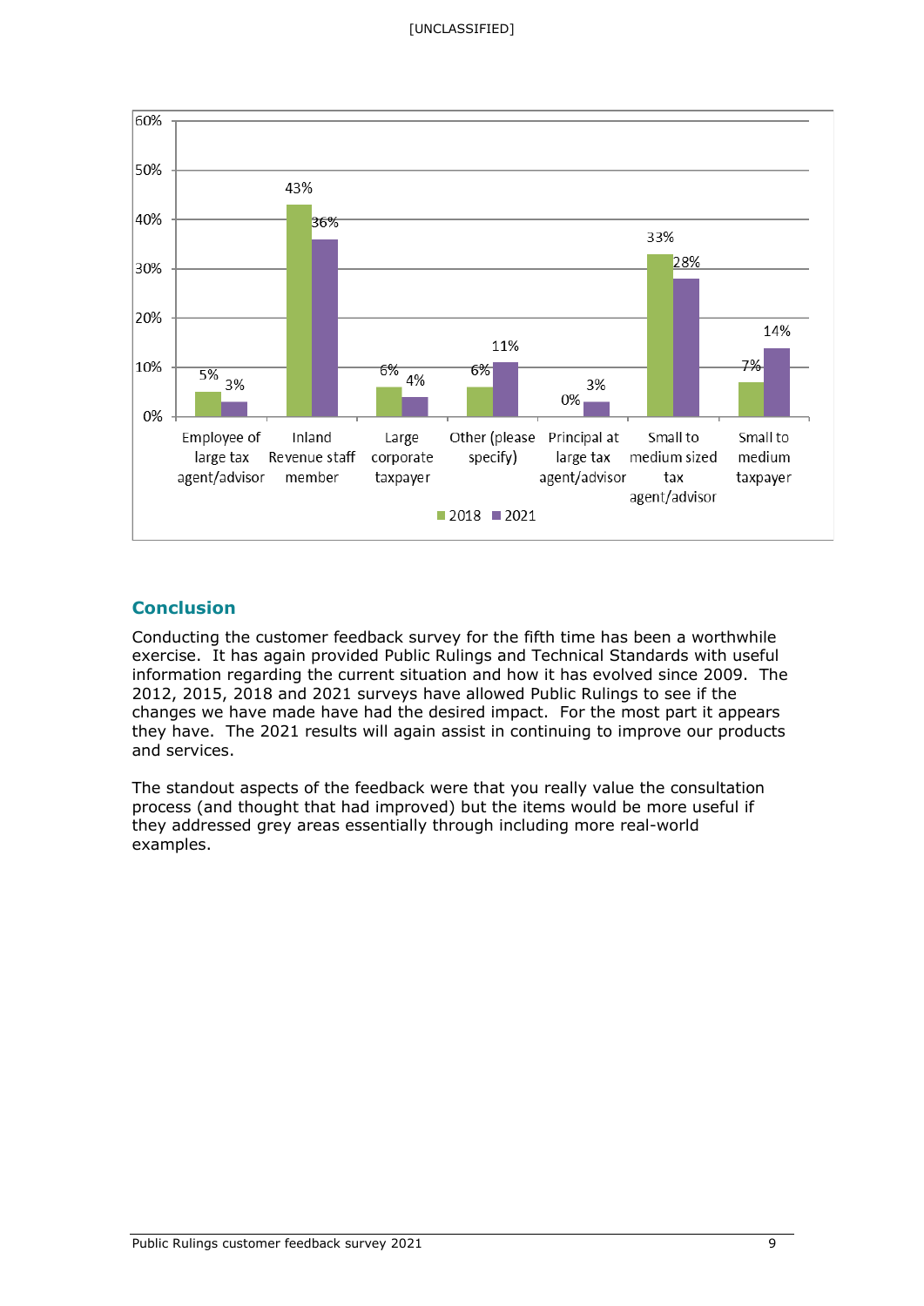| Category | 2018 | 2021 |
|---|---|---|
| Employee of large tax agent/advisor | 5% | 3% |
| Inland Revenue staff member | 43% | 36% |
| Large corporate taxpayer | 6% | 4% |
| Other (please specify) | 6% | 11% |
| Principal at large tax agent/advisor | 0% | 3% |
| Small to medium sized tax agent/advisor | 33% | 28% |
| Small to medium taxpayer | 7% | 14% |

## Conclusion

Conducting the customer feedback survey for the fifth time has been a worthwhile exercise. It has again provided Public Rulings and Technical Standards with useful information regarding the current situation and how it has evolved since 2009. The 2012, 2015, 2018 and 2021 surveys have allowed Public Rulings to see if the changes we have made have had the desired impact. For the most part it appears they have. The 2021 results will again assist in continuing to improve our products and services.

The standout aspects of the feedback were that you really value the consultation process (and thought that had improved) but the items would be more useful if they addressed grey areas essentially through including more real-world examples.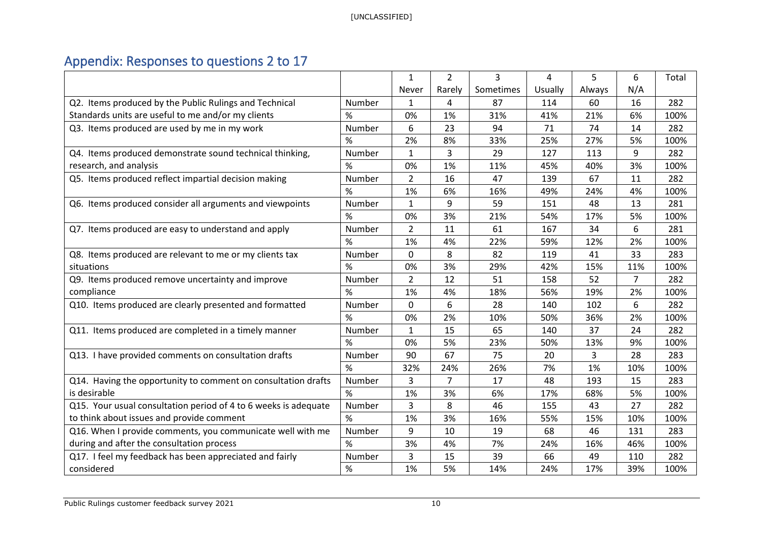## Appendix: Responses to questions 2 to 17

| | | 1<br>Never | 2<br>Rarely | 3<br>Sometimes | 4<br>Usually | 5<br>Always | 6<br>N/A | Total |
|---|---|---|---|---|---|---|---|---|
| Q2. Items produced by the Public Rulings and Technical Standards units are useful to me and/or my clients | Number | 1 | 4 | 87 | 114 | 60 | 16 | 282 |
| | % | 0% | 1% | 31% | 41% | 21% | 6% | 100% |
| Q3. Items produced are used by me in my work | Number | 6 | 23 | 94 | 71 | 74 | 14 | 282 |
| | % | 2% | 8% | 33% | 25% | 27% | 5% | 100% |
| Q4. Items produced demonstrate sound technical thinking, research, and analysis | Number | 1 | 3 | 29 | 127 | 113 | 9 | 282 |
| | % | 0% | 1% | 11% | 45% | 40% | 3% | 100% |
| Q5. Items produced reflect impartial decision making | Number | 2 | 16 | 47 | 139 | 67 | 11 | 282 |
| | % | 1% | 6% | 16% | 49% | 24% | 4% | 100% |
| Q6. Items produced consider all arguments and viewpoints | Number | 1 | 9 | 59 | 151 | 48 | 13 | 281 |
| | % | 0% | 3% | 21% | 54% | 17% | 5% | 100% |
| Q7. Items produced are easy to understand and apply | Number | 2 | 11 | 61 | 167 | 34 | 6 | 281 |
| | % | 1% | 4% | 22% | 59% | 12% | 2% | 100% |
| Q8. Items produced are relevant to me or my clients tax situations | Number | 0 | 8 | 82 | 119 | 41 | 33 | 283 |
| | % | 0% | 3% | 29% | 42% | 15% | 11% | 100% |
| Q9. Items produced remove uncertainty and improve compliance | Number | 2 | 12 | 51 | 158 | 52 | 7 | 282 |
| | % | 1% | 4% | 18% | 56% | 19% | 2% | 100% |
| Q10. Items produced are clearly presented and formatted | Number | 0 | 6 | 28 | 140 | 102 | 6 | 282 |
| | % | 0% | 2% | 10% | 50% | 36% | 2% | 100% |
| Q11. Items produced are completed in a timely manner | Number | 1 | 15 | 65 | 140 | 37 | 24 | 282 |
| | % | 0% | 5% | 23% | 50% | 13% | 9% | 100% |
| Q13. I have provided comments on consultation drafts | Number | 90 | 67 | 75 | 20 | 3 | 28 | 283 |
| | % | 32% | 24% | 26% | 7% | 1% | 10% | 100% |
| Q14. Having the opportunity to comment on consultation drafts is desirable | Number | 3 | 7 | 17 | 48 | 193 | 15 | 283 |
| | % | 1% | 3% | 6% | 17% | 68% | 5% | 100% |
| Q15. Your usual consultation period of 4 to 6 weeks is adequate to think about issues and provide comment | Number | 3 | 8 | 46 | 155 | 43 | 27 | 282 |
| | % | 1% | 3% | 16% | 55% | 15% | 10% | 100% |
| Q16. When I provide comments, you communicate well with me during and after the consultation process | Number | 9 | 10 | 19 | 68 | 46 | 131 | 283 |
| | % | 3% | 4% | 7% | 24% | 16% | 46% | 100% |
| Q17. I feel my feedback has been appreciated and fairly considered | Number | 3 | 15 | 39 | 66 | 49 | 110 | 282 |
| | % | 1% | 5% | 14% | 24% | 17% | 39% | 100% |